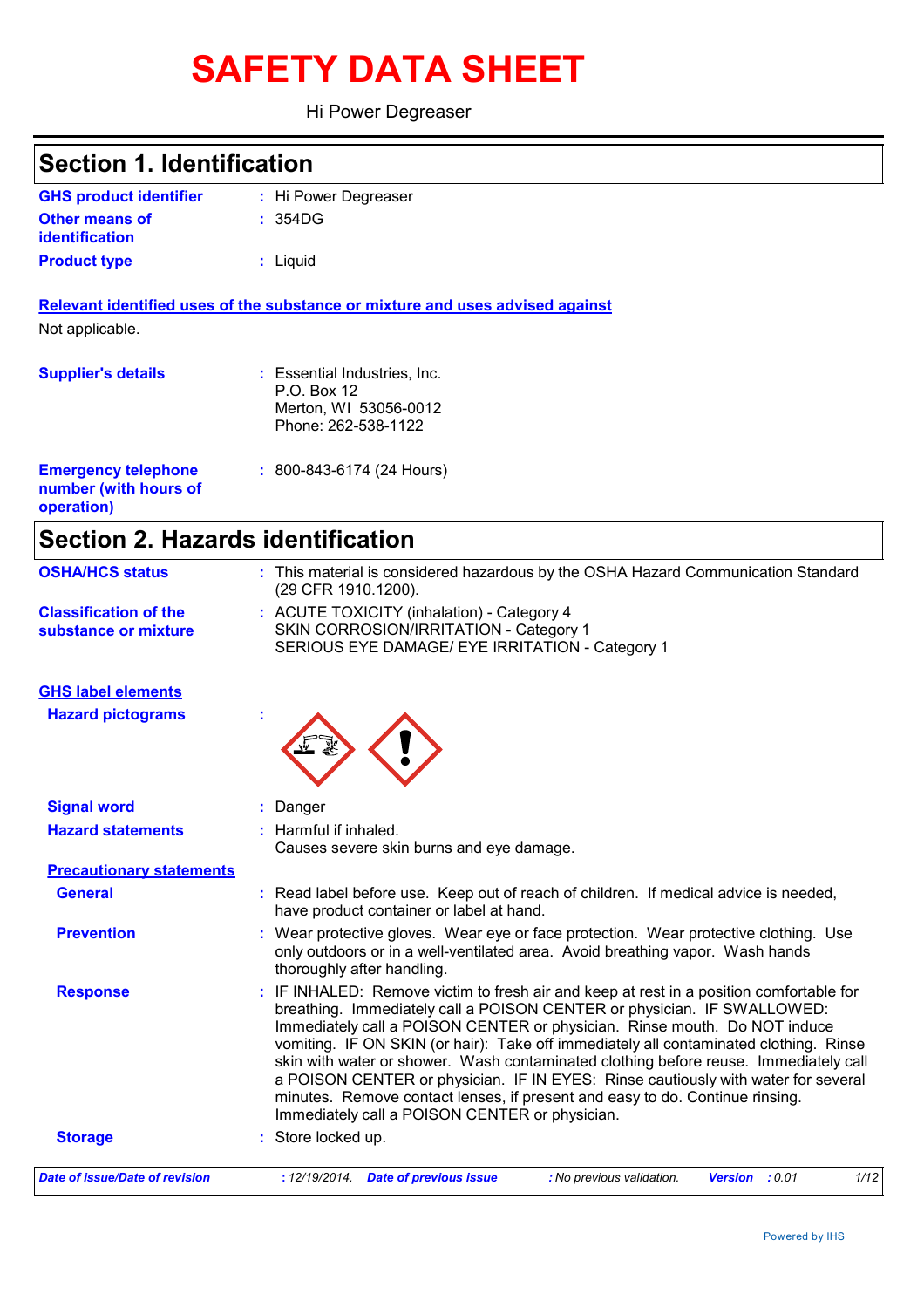# SAFETY DATA SHEET

Hi Power Degreaser

## Section 1. Identification

| | | |
|---|---|---|
| **GHS product identifier** | : | Hi Power Degreaser |
| **Other means of identification** | : | 354DG |
| **Product type** | : | Liquid |

**Relevant identified uses of the substance or mixture and uses advised against**

Not applicable.

| | | |
|---|---|---|
| **Supplier's details** | : | Essential Industries, Inc.<br>P.O. Box 12<br>Merton, WI 53056-0012<br>Phone: 262-538-1122 |
| **Emergency telephone number (with hours of operation)** | : | 800-843-6174 (24 Hours) |

## Section 2. Hazards identification

| | | |
|---|---|---|
| **OSHA/HCS status** | : | This material is considered hazardous by the OSHA Hazard Communication Standard (29 CFR 1910.1200). |
| **Classification of the substance or mixture** | : | ACUTE TOXICITY (inhalation) - Category 4<br>SKIN CORROSION/IRRITATION - Category 1<br>SERIOUS EYE DAMAGE/ EYE IRRITATION - Category 1 |

**GHS label elements**

| | | |
|---|---|---|
| **Hazard pictograms** | : | |
| **Signal word** | : | Danger |
| **Hazard statements** | : | Harmful if inhaled.<br>Causes severe skin burns and eye damage. |

**Precautionary statements**

| | | |
|---|---|---|
| **General** | : | Read label before use. Keep out of reach of children. If medical advice is needed, have product container or label at hand. |
| **Prevention** | : | Wear protective gloves. Wear eye or face protection. Wear protective clothing. Use only outdoors or in a well-ventilated area. Avoid breathing vapor. Wash hands thoroughly after handling. |
| **Response** | : | IF INHALED: Remove victim to fresh air and keep at rest in a position comfortable for breathing. Immediately call a POISON CENTER or physician. IF SWALLOWED: Immediately call a POISON CENTER or physician. Rinse mouth. Do NOT induce vomiting. IF ON SKIN (or hair): Take off immediately all contaminated clothing. Rinse skin with water or shower. Wash contaminated clothing before reuse. Immediately call a POISON CENTER or physician. IF IN EYES: Rinse cautiously with water for several minutes. Remove contact lenses, if present and easy to do. Continue rinsing. Immediately call a POISON CENTER or physician. |
| **Storage** | : | Store locked up. |

*Date of issue/Date of revision : 12/19/2014. Date of previous issue : No previous validation. Version : 0.01*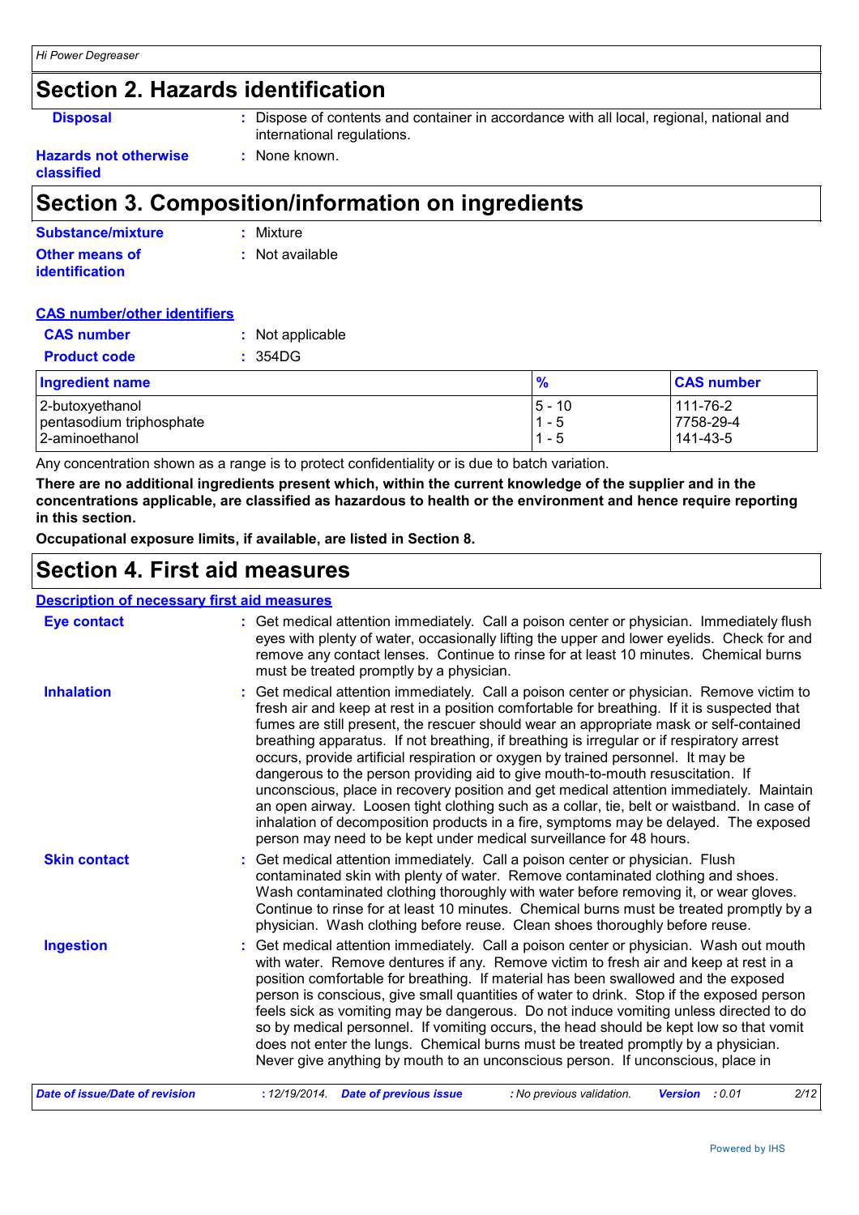## Section 2. Hazards identification

**Disposal** : Dispose of contents and container in accordance with all local, regional, national and international regulations.

**Hazards not otherwise classified** : None known.

## Section 3. Composition/information on ingredients

**Substance/mixture** : Mixture

**Other means of identification** : Not available

**CAS number/other identifiers**

**CAS number** : Not applicable

**Product code** : 354DG

| Ingredient name | % | CAS number |
|---|---|---|
| 2-butoxyethanol | 5 - 10 | 111-76-2 |
| pentasodium triphosphate | 1 - 5 | 7758-29-4 |
| 2-aminoethanol | 1 - 5 | 141-43-5 |

Any concentration shown as a range is to protect confidentiality or is due to batch variation.

**There are no additional ingredients present which, within the current knowledge of the supplier and in the concentrations applicable, are classified as hazardous to health or the environment and hence require reporting in this section.**

**Occupational exposure limits, if available, are listed in Section 8.**

## Section 4. First aid measures

**Description of necessary first aid measures**

**Eye contact** : Get medical attention immediately. Call a poison center or physician. Immediately flush eyes with plenty of water, occasionally lifting the upper and lower eyelids. Check for and remove any contact lenses. Continue to rinse for at least 10 minutes. Chemical burns must be treated promptly by a physician.

**Inhalation** : Get medical attention immediately. Call a poison center or physician. Remove victim to fresh air and keep at rest in a position comfortable for breathing. If it is suspected that fumes are still present, the rescuer should wear an appropriate mask or self-contained breathing apparatus. If not breathing, if breathing is irregular or if respiratory arrest occurs, provide artificial respiration or oxygen by trained personnel. It may be dangerous to the person providing aid to give mouth-to-mouth resuscitation. If unconscious, place in recovery position and get medical attention immediately. Maintain an open airway. Loosen tight clothing such as a collar, tie, belt or waistband. In case of inhalation of decomposition products in a fire, symptoms may be delayed. The exposed person may need to be kept under medical surveillance for 48 hours.

**Skin contact** : Get medical attention immediately. Call a poison center or physician. Flush contaminated skin with plenty of water. Remove contaminated clothing and shoes. Wash contaminated clothing thoroughly with water before removing it, or wear gloves. Continue to rinse for at least 10 minutes. Chemical burns must be treated promptly by a physician. Wash clothing before reuse. Clean shoes thoroughly before reuse.

**Ingestion** : Get medical attention immediately. Call a poison center or physician. Wash out mouth with water. Remove dentures if any. Remove victim to fresh air and keep at rest in a position comfortable for breathing. If material has been swallowed and the exposed person is conscious, give small quantities of water to drink. Stop if the exposed person feels sick as vomiting may be dangerous. Do not induce vomiting unless directed to do so by medical personnel. If vomiting occurs, the head should be kept low so that vomit does not enter the lungs. Chemical burns must be treated promptly by a physician. Never give anything by mouth to an unconscious person. If unconscious, place in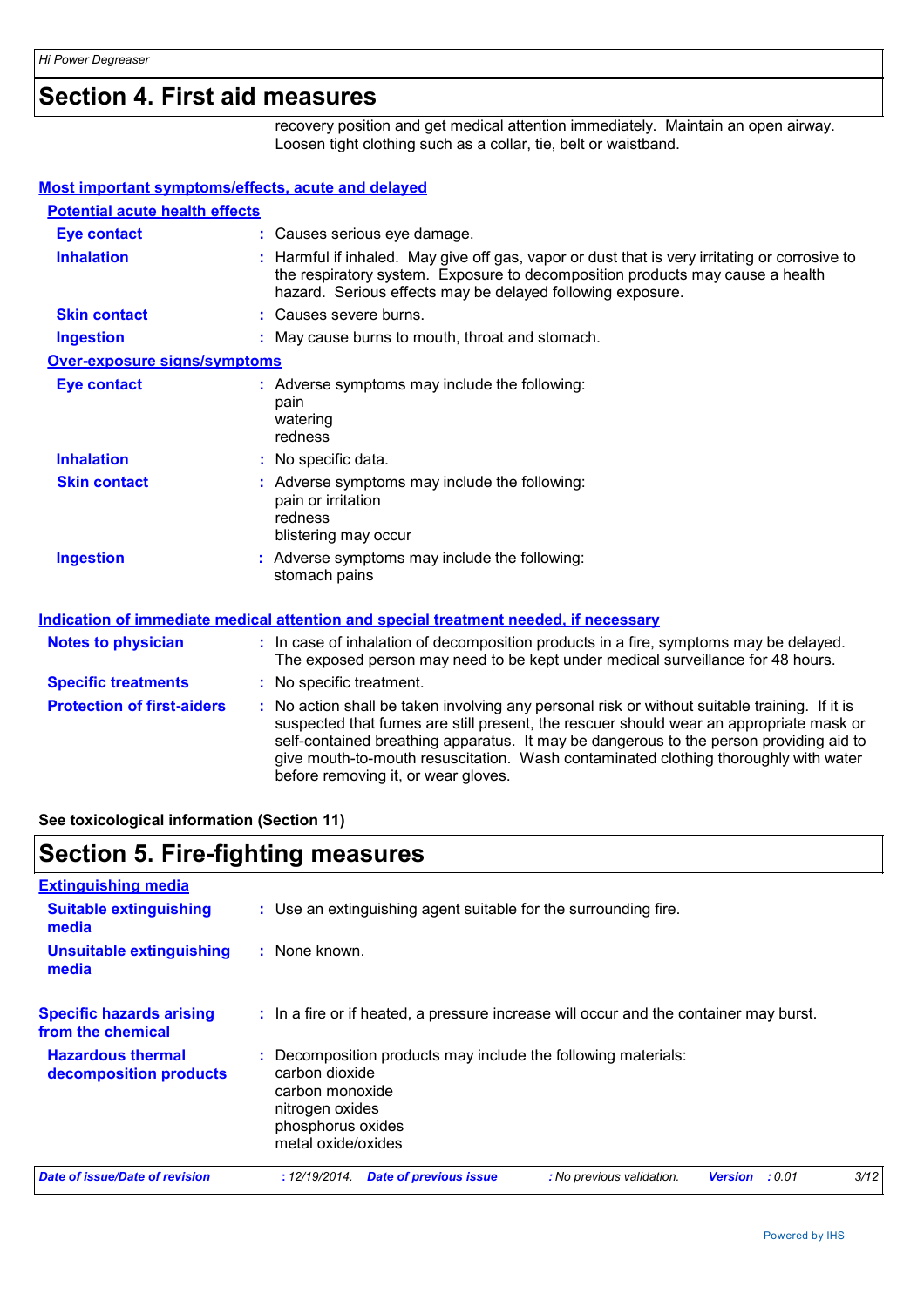## Section 4. First aid measures

recovery position and get medical attention immediately. Maintain an open airway. Loosen tight clothing such as a collar, tie, belt or waistband.

### Most important symptoms/effects, acute and delayed

#### Potential acute health effects

**Eye contact** : Causes serious eye damage.

**Inhalation** : Harmful if inhaled. May give off gas, vapor or dust that is very irritating or corrosive to the respiratory system. Exposure to decomposition products may cause a health hazard. Serious effects may be delayed following exposure.

**Skin contact** : Causes severe burns.

**Ingestion** : May cause burns to mouth, throat and stomach.

#### Over-exposure signs/symptoms

**Eye contact** : Adverse symptoms may include the following:
pain
watering
redness

**Inhalation** : No specific data.

**Skin contact** : Adverse symptoms may include the following:
pain or irritation
redness
blistering may occur

**Ingestion** : Adverse symptoms may include the following:
stomach pains

### Indication of immediate medical attention and special treatment needed, if necessary

**Notes to physician** : In case of inhalation of decomposition products in a fire, symptoms may be delayed. The exposed person may need to be kept under medical surveillance for 48 hours.

**Specific treatments** : No specific treatment.

**Protection of first-aiders** : No action shall be taken involving any personal risk or without suitable training. If it is suspected that fumes are still present, the rescuer should wear an appropriate mask or self-contained breathing apparatus. It may be dangerous to the person providing aid to give mouth-to-mouth resuscitation. Wash contaminated clothing thoroughly with water before removing it, or wear gloves.

**See toxicological information (Section 11)**

## Section 5. Fire-fighting measures

### Extinguishing media

**Suitable extinguishing media** : Use an extinguishing agent suitable for the surrounding fire.

**Unsuitable extinguishing media** : None known.

**Specific hazards arising from the chemical** : In a fire or if heated, a pressure increase will occur and the container may burst.

**Hazardous thermal decomposition products** : Decomposition products may include the following materials:
carbon dioxide
carbon monoxide
nitrogen oxides
phosphorus oxides
metal oxide/oxides

*Date of issue/Date of revision* : 12/19/2014. *Date of previous issue* : No previous validation. *Version* : 0.01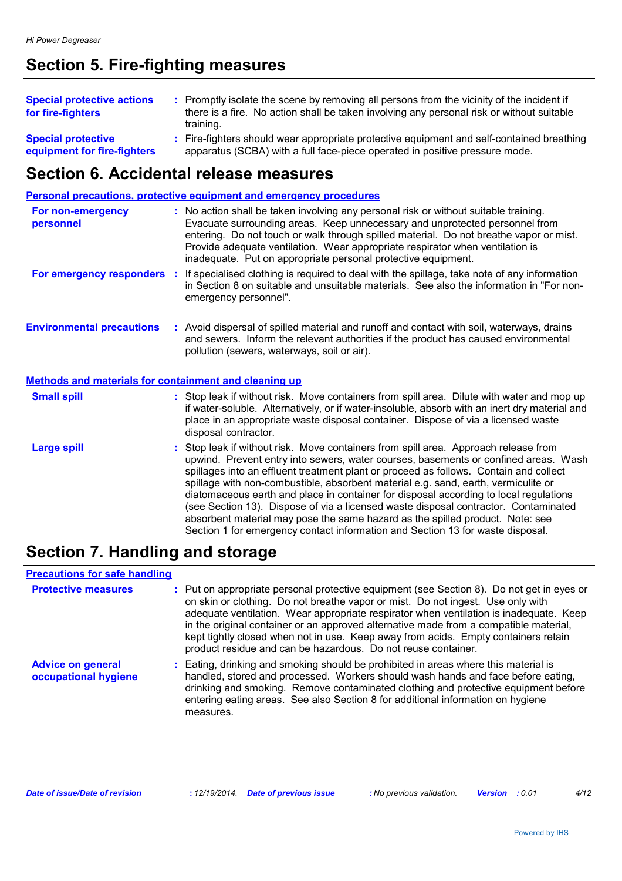## Section 5. Fire-fighting measures

**Special protective actions for fire-fighters** : Promptly isolate the scene by removing all persons from the vicinity of the incident if there is a fire. No action shall be taken involving any personal risk or without suitable training.

**Special protective equipment for fire-fighters** : Fire-fighters should wear appropriate protective equipment and self-contained breathing apparatus (SCBA) with a full face-piece operated in positive pressure mode.

## Section 6. Accidental release measures

### Personal precautions, protective equipment and emergency procedures

**For non-emergency personnel** : No action shall be taken involving any personal risk or without suitable training. Evacuate surrounding areas. Keep unnecessary and unprotected personnel from entering. Do not touch or walk through spilled material. Do not breathe vapor or mist. Provide adequate ventilation. Wear appropriate respirator when ventilation is inadequate. Put on appropriate personal protective equipment.

**For emergency responders** : If specialised clothing is required to deal with the spillage, take note of any information in Section 8 on suitable and unsuitable materials. See also the information in "For non-emergency personnel".

**Environmental precautions** : Avoid dispersal of spilled material and runoff and contact with soil, waterways, drains and sewers. Inform the relevant authorities if the product has caused environmental pollution (sewers, waterways, soil or air).

### Methods and materials for containment and cleaning up

**Small spill** : Stop leak if without risk. Move containers from spill area. Dilute with water and mop up if water-soluble. Alternatively, or if water-insoluble, absorb with an inert dry material and place in an appropriate waste disposal container. Dispose of via a licensed waste disposal contractor.

**Large spill** : Stop leak if without risk. Move containers from spill area. Approach release from upwind. Prevent entry into sewers, water courses, basements or confined areas. Wash spillages into an effluent treatment plant or proceed as follows. Contain and collect spillage with non-combustible, absorbent material e.g. sand, earth, vermiculite or diatomaceous earth and place in container for disposal according to local regulations (see Section 13). Dispose of via a licensed waste disposal contractor. Contaminated absorbent material may pose the same hazard as the spilled product. Note: see Section 1 for emergency contact information and Section 13 for waste disposal.

## Section 7. Handling and storage

### Precautions for safe handling

**Protective measures** : Put on appropriate personal protective equipment (see Section 8). Do not get in eyes or on skin or clothing. Do not breathe vapor or mist. Do not ingest. Use only with adequate ventilation. Wear appropriate respirator when ventilation is inadequate. Keep in the original container or an approved alternative made from a compatible material, kept tightly closed when not in use. Keep away from acids. Empty containers retain product residue and can be hazardous. Do not reuse container.

**Advice on general occupational hygiene** : Eating, drinking and smoking should be prohibited in areas where this material is handled, stored and processed. Workers should wash hands and face before eating, drinking and smoking. Remove contaminated clothing and protective equipment before entering eating areas. See also Section 8 for additional information on hygiene measures.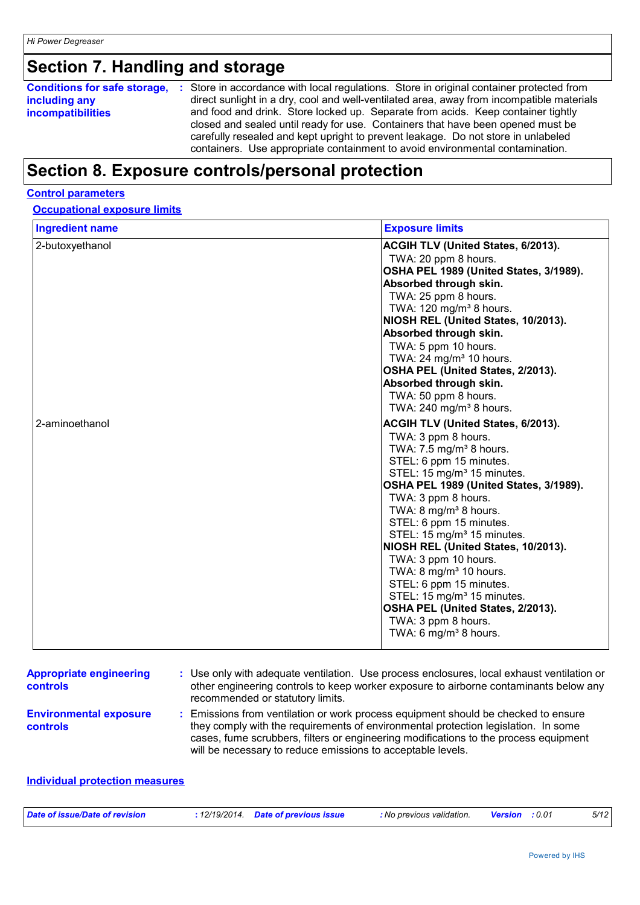## Section 7. Handling and storage

**Conditions for safe storage, including any incompatibilities** : Store in accordance with local regulations. Store in original container protected from direct sunlight in a dry, cool and well-ventilated area, away from incompatible materials and food and drink. Store locked up. Separate from acids. Keep container tightly closed and sealed until ready for use. Containers that have been opened must be carefully resealed and kept upright to prevent leakage. Do not store in unlabeled containers. Use appropriate containment to avoid environmental contamination.

## Section 8. Exposure controls/personal protection

### Control parameters

#### Occupational exposure limits

| Ingredient name | Exposure limits |
|---|---|
| 2-butoxyethanol | **ACGIH TLV (United States, 6/2013).**<br>TWA: 20 ppm 8 hours.<br>**OSHA PEL 1989 (United States, 3/1989). Absorbed through skin.**<br>TWA: 25 ppm 8 hours.<br>TWA: 120 mg/m³ 8 hours.<br>**NIOSH REL (United States, 10/2013). Absorbed through skin.**<br>TWA: 5 ppm 10 hours.<br>TWA: 24 mg/m³ 10 hours.<br>**OSHA PEL (United States, 2/2013). Absorbed through skin.**<br>TWA: 50 ppm 8 hours.<br>TWA: 240 mg/m³ 8 hours. |
| 2-aminoethanol | **ACGIH TLV (United States, 6/2013).**<br>TWA: 3 ppm 8 hours.<br>TWA: 7.5 mg/m³ 8 hours.<br>STEL: 6 ppm 15 minutes.<br>STEL: 15 mg/m³ 15 minutes.<br>**OSHA PEL 1989 (United States, 3/1989).**<br>TWA: 3 ppm 8 hours.<br>TWA: 8 mg/m³ 8 hours.<br>STEL: 6 ppm 15 minutes.<br>STEL: 15 mg/m³ 15 minutes.<br>**NIOSH REL (United States, 10/2013).**<br>TWA: 3 ppm 10 hours.<br>TWA: 8 mg/m³ 10 hours.<br>STEL: 6 ppm 15 minutes.<br>STEL: 15 mg/m³ 15 minutes.<br>**OSHA PEL (United States, 2/2013).**<br>TWA: 3 ppm 8 hours.<br>TWA: 6 mg/m³ 8 hours. |

**Appropriate engineering controls** : Use only with adequate ventilation. Use process enclosures, local exhaust ventilation or other engineering controls to keep worker exposure to airborne contaminants below any recommended or statutory limits.

**Environmental exposure controls** : Emissions from ventilation or work process equipment should be checked to ensure they comply with the requirements of environmental protection legislation. In some cases, fume scrubbers, filters or engineering modifications to the process equipment will be necessary to reduce emissions to acceptable levels.

### Individual protection measures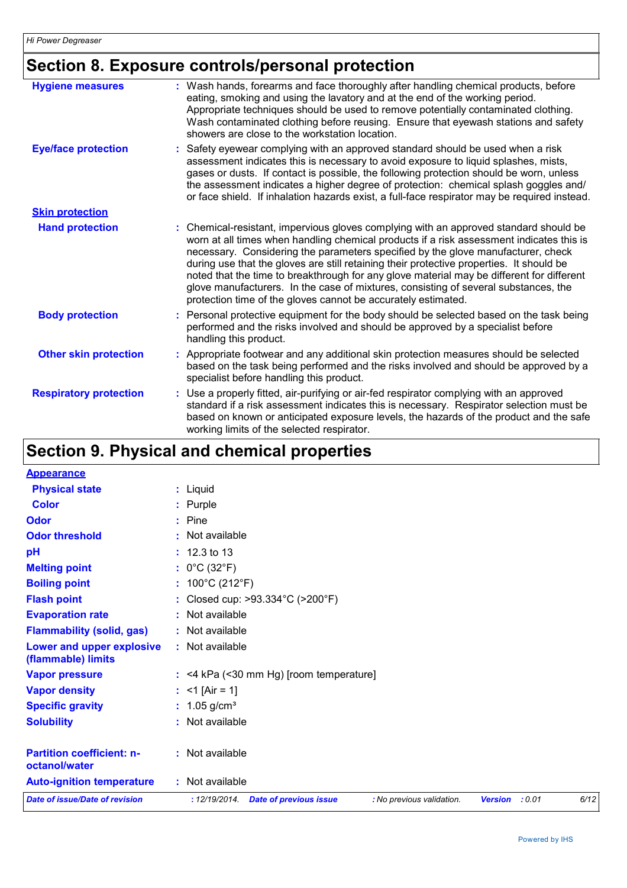## Section 8. Exposure controls/personal protection

| | |
|---|---|
| **Hygiene measures** | : Wash hands, forearms and face thoroughly after handling chemical products, before eating, smoking and using the lavatory and at the end of the working period. Appropriate techniques should be used to remove potentially contaminated clothing. Wash contaminated clothing before reusing. Ensure that eyewash stations and safety showers are close to the workstation location. |
| **Eye/face protection** | : Safety eyewear complying with an approved standard should be used when a risk assessment indicates this is necessary to avoid exposure to liquid splashes, mists, gases or dusts. If contact is possible, the following protection should be worn, unless the assessment indicates a higher degree of protection: chemical splash goggles and/ or face shield. If inhalation hazards exist, a full-face respirator may be required instead. |
| **Skin protection** | |
| **Hand protection** | : Chemical-resistant, impervious gloves complying with an approved standard should be worn at all times when handling chemical products if a risk assessment indicates this is necessary. Considering the parameters specified by the glove manufacturer, check during use that the gloves are still retaining their protective properties. It should be noted that the time to breakthrough for any glove material may be different for different glove manufacturers. In the case of mixtures, consisting of several substances, the protection time of the gloves cannot be accurately estimated. |
| **Body protection** | : Personal protective equipment for the body should be selected based on the task being performed and the risks involved and should be approved by a specialist before handling this product. |
| **Other skin protection** | : Appropriate footwear and any additional skin protection measures should be selected based on the task being performed and the risks involved and should be approved by a specialist before handling this product. |
| **Respiratory protection** | : Use a properly fitted, air-purifying or air-fed respirator complying with an approved standard if a risk assessment indicates this is necessary. Respirator selection must be based on known or anticipated exposure levels, the hazards of the product and the safe working limits of the selected respirator. |

## Section 9. Physical and chemical properties

| | |
|---|---|
| **Appearance** | |
| **Physical state** | : Liquid |
| **Color** | : Purple |
| **Odor** | : Pine |
| **Odor threshold** | : Not available |
| **pH** | : 12.3 to 13 |
| **Melting point** | : 0°C (32°F) |
| **Boiling point** | : 100°C (212°F) |
| **Flash point** | : Closed cup: >93.334°C (>200°F) |
| **Evaporation rate** | : Not available |
| **Flammability (solid, gas)** | : Not available |
| **Lower and upper explosive (flammable) limits** | : Not available |
| **Vapor pressure** | : <4 kPa (<30 mm Hg) [room temperature] |
| **Vapor density** | : <1 [Air = 1] |
| **Specific gravity** | : 1.05 g/cm³ |
| **Solubility** | : Not available |
| **Partition coefficient: n-octanol/water** | : Not available |
| **Auto-ignition temperature** | : Not available |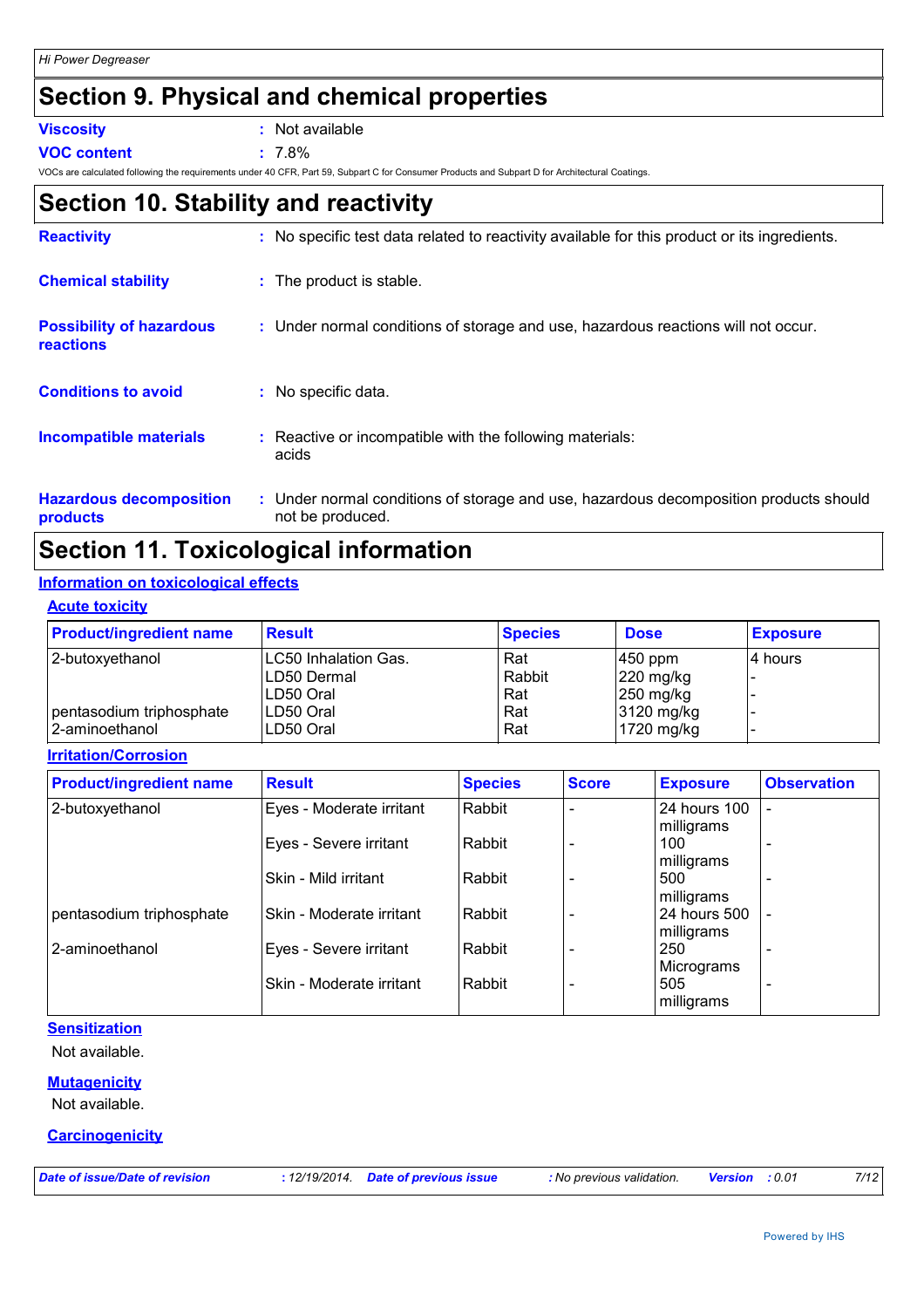## Section 9. Physical and chemical properties

**Viscosity** : Not available

**VOC content** : 7.8%

VOCs are calculated following the requirements under 40 CFR, Part 59, Subpart C for Consumer Products and Subpart D for Architectural Coatings.

## Section 10. Stability and reactivity

**Reactivity** : No specific test data related to reactivity available for this product or its ingredients.

**Chemical stability** : The product is stable.

**Possibility of hazardous reactions** : Under normal conditions of storage and use, hazardous reactions will not occur.

**Conditions to avoid** : No specific data.

**Incompatible materials** : Reactive or incompatible with the following materials: acids

**Hazardous decomposition products** : Under normal conditions of storage and use, hazardous decomposition products should not be produced.

## Section 11. Toxicological information

### Information on toxicological effects

#### Acute toxicity

| Product/ingredient name | Result | Species | Dose | Exposure |
|---|---|---|---|---|
| 2-butoxyethanol | LC50 Inhalation Gas. | Rat | 450 ppm | 4 hours |
| | LD50 Dermal | Rabbit | 220 mg/kg | - |
| | LD50 Oral | Rat | 250 mg/kg | - |
| pentasodium triphosphate | LD50 Oral | Rat | 3120 mg/kg | - |
| 2-aminoethanol | LD50 Oral | Rat | 1720 mg/kg | - |

#### Irritation/Corrosion

| Product/ingredient name | Result | Species | Score | Exposure | Observation |
|---|---|---|---|---|---|
| 2-butoxyethanol | Eyes - Moderate irritant | Rabbit | - | 24 hours 100 milligrams | - |
| | Eyes - Severe irritant | Rabbit | - | 100 milligrams | - |
| | Skin - Mild irritant | Rabbit | - | 500 milligrams | - |
| pentasodium triphosphate | Skin - Moderate irritant | Rabbit | - | 24 hours 500 milligrams | - |
| 2-aminoethanol | Eyes - Severe irritant | Rabbit | - | 250 Micrograms | - |
| | Skin - Moderate irritant | Rabbit | - | 505 milligrams | - |

#### Sensitization

Not available.

#### Mutagenicity

Not available.

#### Carcinogenicity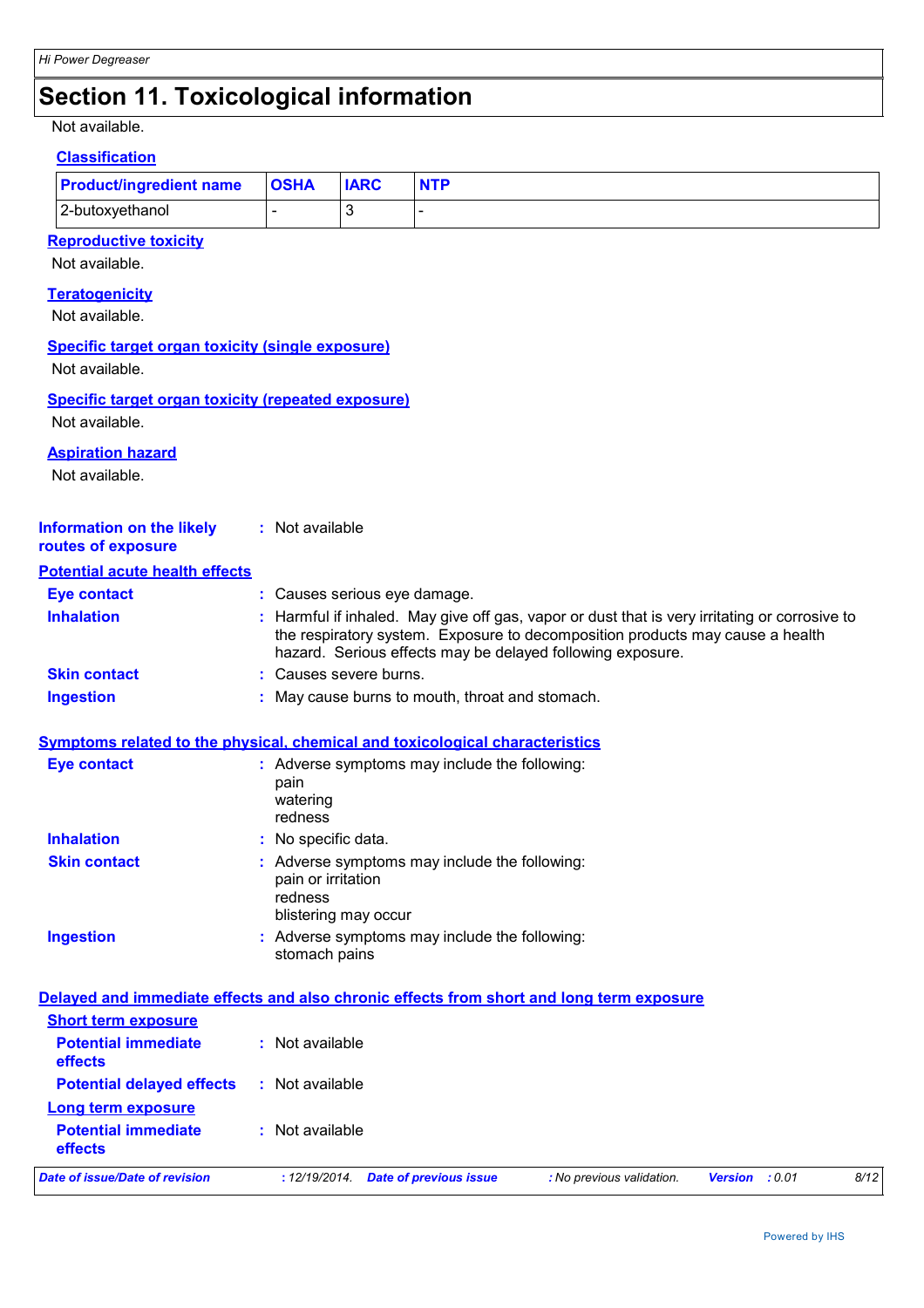# Section 11. Toxicological information

Not available.

### Classification

| Product/ingredient name | OSHA | IARC | NTP |
|---|---|---|---|
| 2-butoxyethanol | - | 3 | - |

### Reproductive toxicity

Not available.

### Teratogenicity

Not available.

### Specific target organ toxicity (single exposure)

Not available.

### Specific target organ toxicity (repeated exposure)

Not available.

### Aspiration hazard

Not available.

**Information on the likely routes of exposure** : Not available

### Potential acute health effects

**Eye contact** : Causes serious eye damage.

**Inhalation** : Harmful if inhaled. May give off gas, vapor or dust that is very irritating or corrosive to the respiratory system. Exposure to decomposition products may cause a health hazard. Serious effects may be delayed following exposure.

**Skin contact** : Causes severe burns.

**Ingestion** : May cause burns to mouth, throat and stomach.

### Symptoms related to the physical, chemical and toxicological characteristics

**Eye contact** : Adverse symptoms may include the following:
pain
watering
redness

**Inhalation** : No specific data.

**Skin contact** : Adverse symptoms may include the following:
pain or irritation
redness
blistering may occur

**Ingestion** : Adverse symptoms may include the following:
stomach pains

### Delayed and immediate effects and also chronic effects from short and long term exposure

#### Short term exposure

**Potential immediate effects** : Not available

**Potential delayed effects** : Not available

#### Long term exposure

**Potential immediate effects** : Not available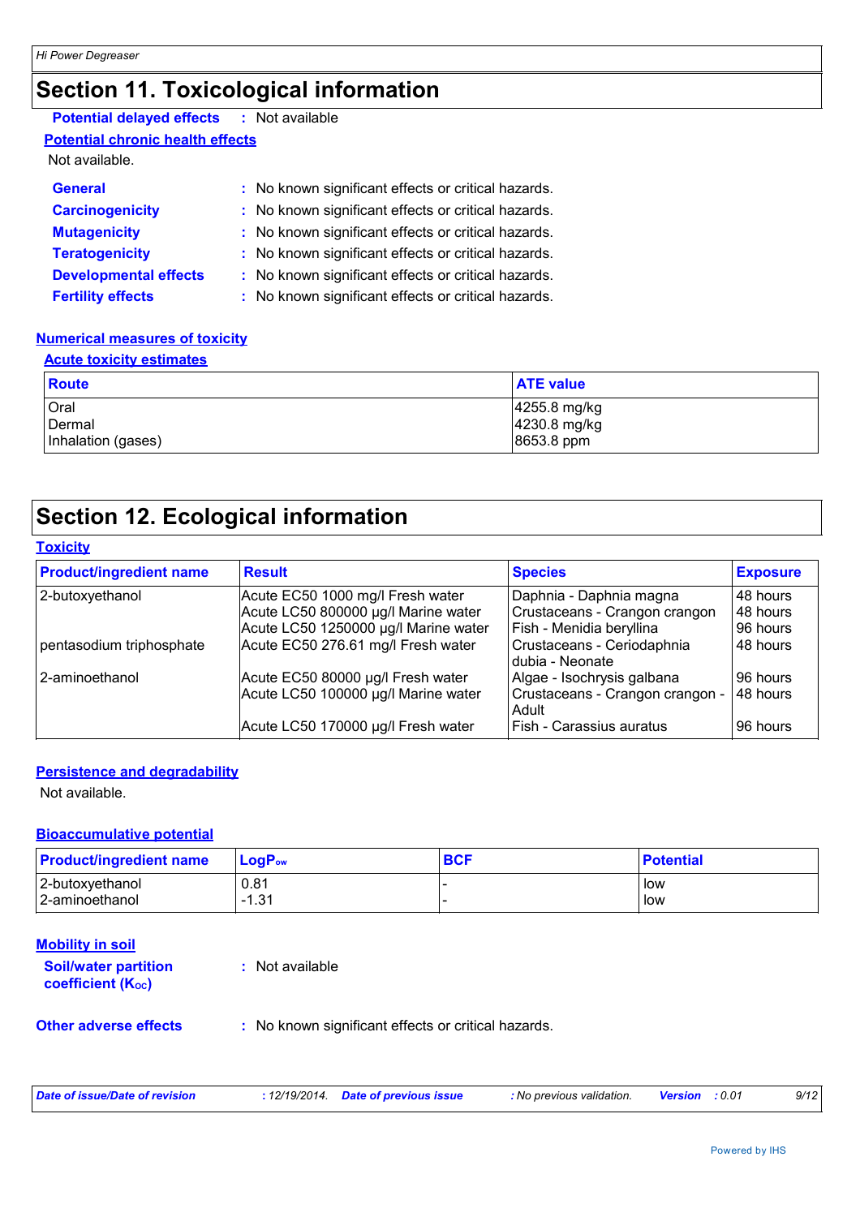## Section 11. Toxicological information

**Potential delayed effects** : Not available

**Potential chronic health effects**

Not available.

**General** : No known significant effects or critical hazards.

**Carcinogenicity** : No known significant effects or critical hazards.

**Mutagenicity** : No known significant effects or critical hazards.

**Teratogenicity** : No known significant effects or critical hazards.

**Developmental effects** : No known significant effects or critical hazards.

**Fertility effects** : No known significant effects or critical hazards.

**Numerical measures of toxicity**

**Acute toxicity estimates**

| Route | ATE value |
|---|---|
| Oral | 4255.8 mg/kg |
| Dermal | 4230.8 mg/kg |
| Inhalation (gases) | 8653.8 ppm |

## Section 12. Ecological information

**Toxicity**

| Product/ingredient name | Result | Species | Exposure |
|---|---|---|---|
| 2-butoxyethanol | Acute EC50 1000 mg/l Fresh water | Daphnia - Daphnia magna | 48 hours |
| | Acute LC50 800000 µg/l Marine water | Crustaceans - Crangon crangon | 48 hours |
| | Acute LC50 1250000 µg/l Marine water | Fish - Menidia beryllina | 96 hours |
| pentasodium triphosphate | Acute EC50 276.61 mg/l Fresh water | Crustaceans - Ceriodaphnia dubia - Neonate | 48 hours |
| 2-aminoethanol | Acute EC50 80000 µg/l Fresh water | Algae - Isochrysis galbana | 96 hours |
| | Acute LC50 100000 µg/l Marine water | Crustaceans - Crangon crangon - Adult | 48 hours |
| | Acute LC50 170000 µg/l Fresh water | Fish - Carassius auratus | 96 hours |

**Persistence and degradability**

Not available.

**Bioaccumulative potential**

| Product/ingredient name | $LogP_{ow}$ | BCF | Potential |
|---|---|---|---|
| 2-butoxyethanol | 0.81 | - | low |
| 2-aminoethanol | -1.31 | - | low |

**Mobility in soil**

**Soil/water partition coefficient ($K_{OC}$)** : Not available

**Other adverse effects** : No known significant effects or critical hazards.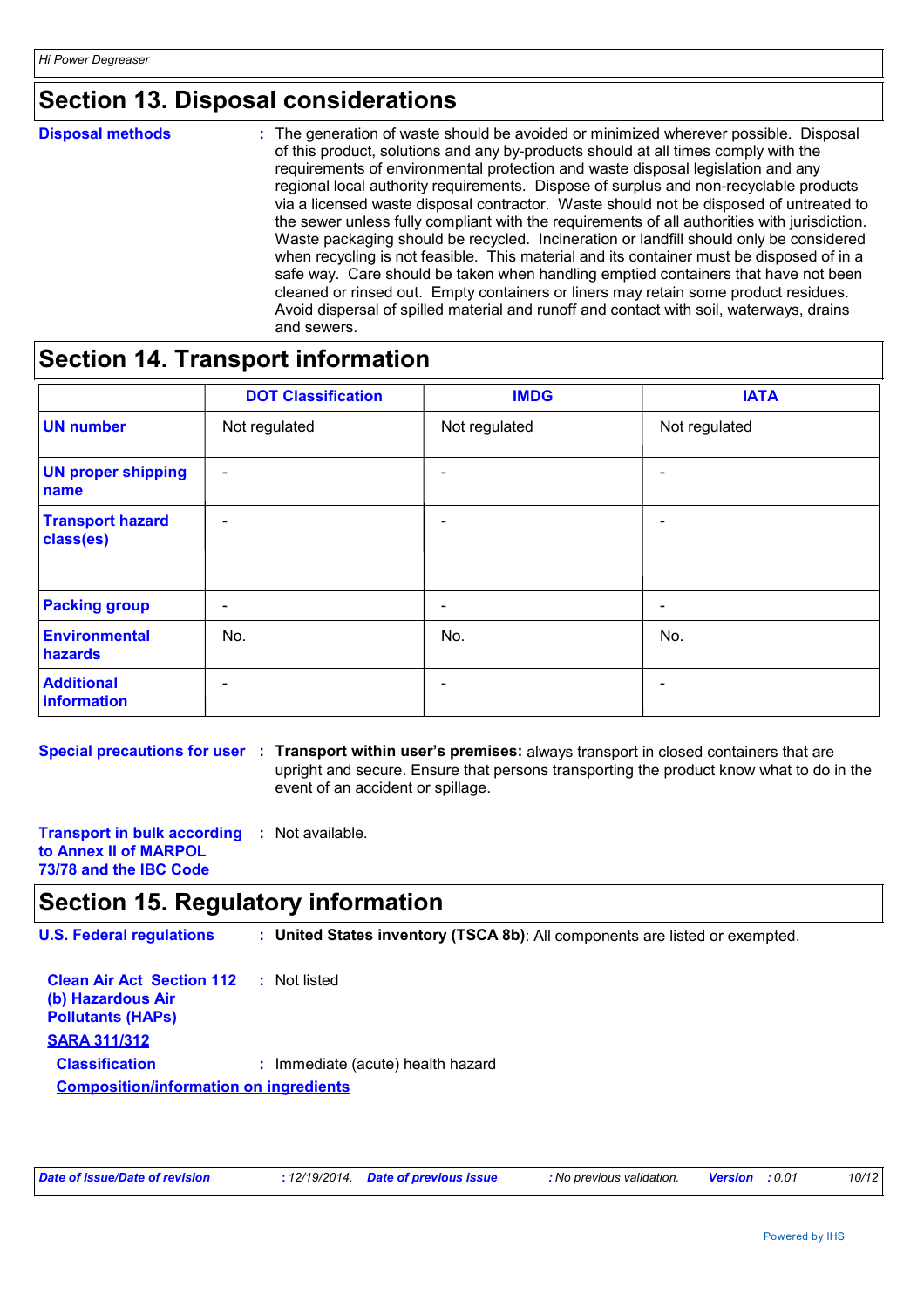## Section 13. Disposal considerations

**Disposal methods** : The generation of waste should be avoided or minimized wherever possible. Disposal of this product, solutions and any by-products should at all times comply with the requirements of environmental protection and waste disposal legislation and any regional local authority requirements. Dispose of surplus and non-recyclable products via a licensed waste disposal contractor. Waste should not be disposed of untreated to the sewer unless fully compliant with the requirements of all authorities with jurisdiction. Waste packaging should be recycled. Incineration or landfill should only be considered when recycling is not feasible. This material and its container must be disposed of in a safe way. Care should be taken when handling emptied containers that have not been cleaned or rinsed out. Empty containers or liners may retain some product residues. Avoid dispersal of spilled material and runoff and contact with soil, waterways, drains and sewers.

## Section 14. Transport information

| | DOT Classification | IMDG | IATA |
|---|---|---|---|
| **UN number** | Not regulated | Not regulated | Not regulated |
| **UN proper shipping name** | - | - | - |
| **Transport hazard class(es)** | - | - | - |
| **Packing group** | - | - | - |
| **Environmental hazards** | No. | No. | No. |
| **Additional information** | - | - | - |

**Special precautions for user** : **Transport within user's premises:** always transport in closed containers that are upright and secure. Ensure that persons transporting the product know what to do in the event of an accident or spillage.

**Transport in bulk according to Annex II of MARPOL 73/78 and the IBC Code** : Not available.

## Section 15. Regulatory information

**U.S. Federal regulations** : **United States inventory (TSCA 8b)**: All components are listed or exempted.

**Clean Air Act Section 112 (b) Hazardous Air Pollutants (HAPs)** : Not listed

**SARA 311/312**

**Classification** : Immediate (acute) health hazard

**Composition/information on ingredients**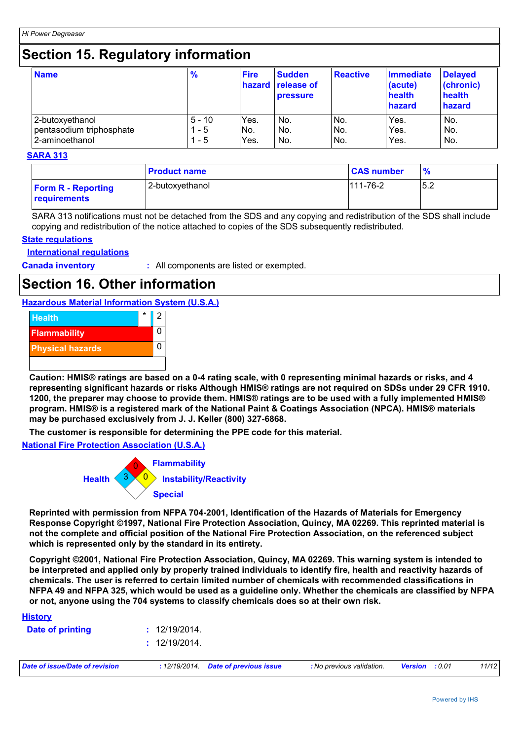## Section 15. Regulatory information

| Name | % | Fire hazard | Sudden release of pressure | Reactive | Immediate (acute) health hazard | Delayed (chronic) health hazard |
|---|---|---|---|---|---|---|
| 2-butoxyethanol | 5 - 10 | Yes. | No. | No. | Yes. | No. |
| pentasodium triphosphate | 1 - 5 | No. | No. | No. | Yes. | No. |
| 2-aminoethanol | 1 - 5 | Yes. | No. | No. | Yes. | No. |

**SARA 313**

| | Product name | CAS number | % |
|---|---|---|---|
| **Form R - Reporting requirements** | 2-butoxyethanol | 111-76-2 | 5.2 |

SARA 313 notifications must not be detached from the SDS and any copying and redistribution of the SDS shall include copying and redistribution of the notice attached to copies of the SDS subsequently redistributed.

**State regulations**

**International regulations**

**Canada inventory** : All components are listed or exempted.

## Section 16. Other information

**Hazardous Material Information System (U.S.A.)**

| | | |
|---|---|---|
| Health | * | 2 |
| Flammability | | 0 |
| Physical hazards | | 0 |

**Caution: HMIS® ratings are based on a 0-4 rating scale, with 0 representing minimal hazards or risks, and 4 representing significant hazards or risks Although HMIS® ratings are not required on SDSs under 29 CFR 1910. 1200, the preparer may choose to provide them. HMIS® ratings are to be used with a fully implemented HMIS® program. HMIS® is a registered mark of the National Paint & Coatings Association (NPCA). HMIS® materials may be purchased exclusively from J. J. Keller (800) 327-6868.**

**The customer is responsible for determining the PPE code for this material.**

**National Fire Protection Association (U.S.A.)**

Health: 3
Flammability: 0
Instability/Reactivity: 0
Special

**Reprinted with permission from NFPA 704-2001, Identification of the Hazards of Materials for Emergency Response Copyright ©1997, National Fire Protection Association, Quincy, MA 02269. This reprinted material is not the complete and official position of the National Fire Protection Association, on the referenced subject which is represented only by the standard in its entirety.**

**Copyright ©2001, National Fire Protection Association, Quincy, MA 02269. This warning system is intended to be interpreted and applied only by properly trained individuals to identify fire, health and reactivity hazards of chemicals. The user is referred to certain limited number of chemicals with recommended classifications in NFPA 49 and NFPA 325, which would be used as a guideline only. Whether the chemicals are classified by NFPA or not, anyone using the 704 systems to classify chemicals does so at their own risk.**

**History**

**Date of printing** : 12/19/2014.

: 12/19/2014.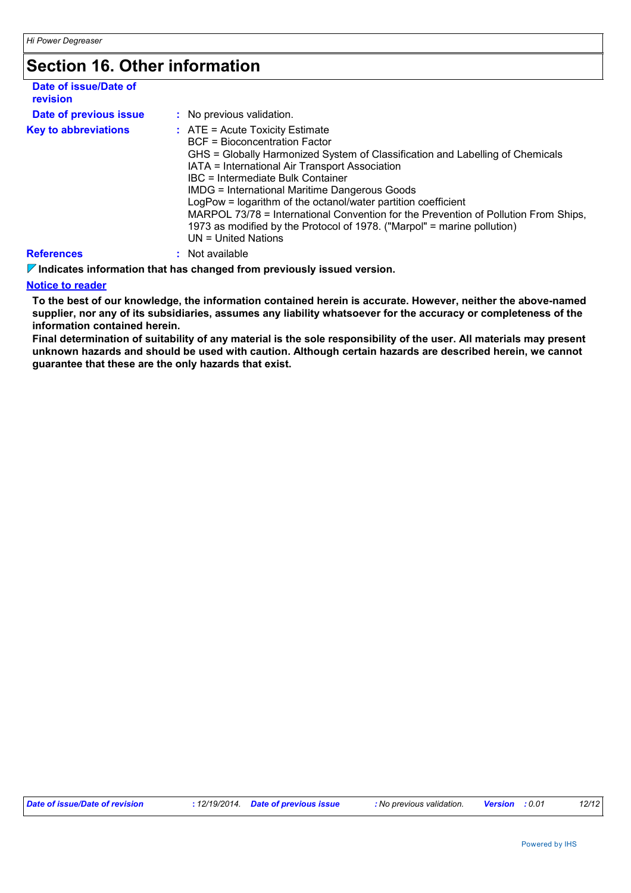# Section 16. Other information

**Date of issue/Date of revision**

**Date of previous issue** : No previous validation.

**Key to abbreviations** : ATE = Acute Toxicity Estimate
BCF = Bioconcentration Factor
GHS = Globally Harmonized System of Classification and Labelling of Chemicals
IATA = International Air Transport Association
IBC = Intermediate Bulk Container
IMDG = International Maritime Dangerous Goods
LogPow = logarithm of the octanol/water partition coefficient
MARPOL 73/78 = International Convention for the Prevention of Pollution From Ships, 1973 as modified by the Protocol of 1978. ("Marpol" = marine pollution)
UN = United Nations

**References** : Not available

**Indicates information that has changed from previously issued version.**

**Notice to reader**

**To the best of our knowledge, the information contained herein is accurate. However, neither the above-named supplier, nor any of its subsidiaries, assumes any liability whatsoever for the accuracy or completeness of the information contained herein.**

**Final determination of suitability of any material is the sole responsibility of the user. All materials may present unknown hazards and should be used with caution. Although certain hazards are described herein, we cannot guarantee that these are the only hazards that exist.**